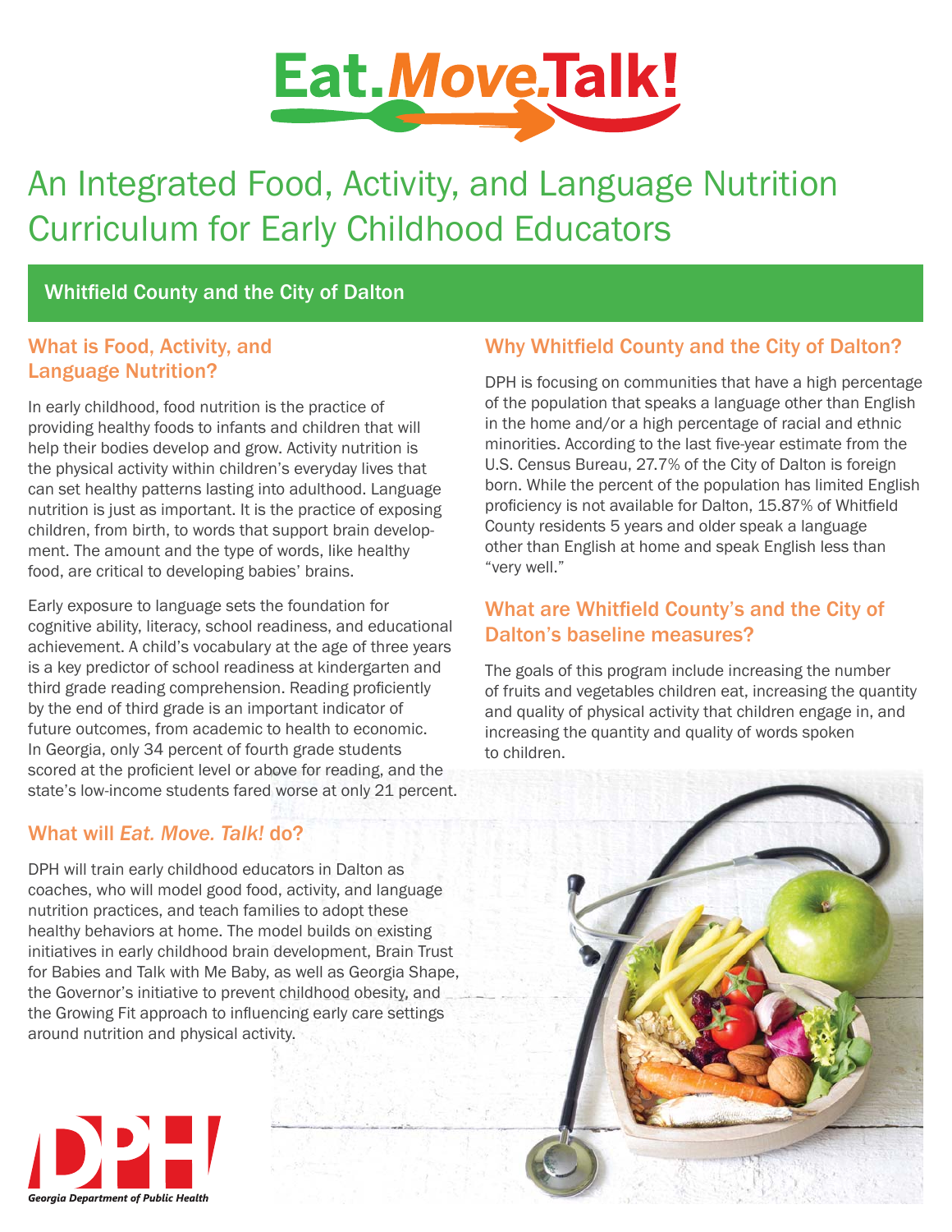# Eat. *Move.* Talk!

## An Integrated Food, Activity, and Language Nutrition Curriculum for Early Childhood Educators

### Whitfield County and the City of Dalton

### What is Food, Activity, and Language Nutrition?

In early childhood, food nutrition is the practice of providing healthy foods to infants and children that will help their bodies develop and grow. Activity nutrition is the physical activity within children's everyday lives that can set healthy patterns lasting into adulthood. Language nutrition is just as important. It is the practice of exposing children, from birth, to words that support brain development. The amount and the type of words, like healthy food, are critical to developing babies' brains.

Early exposure to language sets the foundation for cognitive ability, literacy, school readiness, and educational achievement. A child's vocabulary at the age of three years is a key predictor of school readiness at kindergarten and third grade reading comprehension. Reading proficiently by the end of third grade is an important indicator of future outcomes, from academic to health to economic. In Georgia, only 34 percent of fourth grade students scored at the proficient level or above for reading, and the state's low-income students fared worse at only 21 percent.

### What will *Eat. Move. Talk!* do?

DPH will train early childhood educators in Dalton as coaches, who will model good food, activity, and language nutrition practices, and teach families to adopt these healthy behaviors at home. The model builds on existing initiatives in early childhood brain development, Brain Trust for Babies and Talk with Me Baby, as well as Georgia Shape, the Governor's initiative to prevent childhood obesity, and the Growing Fit approach to influencing early care settings around nutrition and physical activity.

### Why Whitfield County and the City of Dalton?

DPH is focusing on communities that have a high percentage of the population that speaks a language other than English in the home and/or a high percentage of racial and ethnic minorities. According to the last five-year estimate from the U.S. Census Bureau, 27.7% of the City of Dalton is foreign born. While the percent of the population has limited English proficiency is not available for Dalton, 15.87% of Whitfield County residents 5 years and older speak a language other than English at home and speak English less than "very well."

### What are Whitfield County's and the City of Dalton's baseline measures?

The goals of this program include increasing the number of fruits and vegetables children eat, increasing the quantity and quality of physical activity that children engage in, and increasing the quantity and quality of words spoken to children.

DPH
Georgia Department of Public Health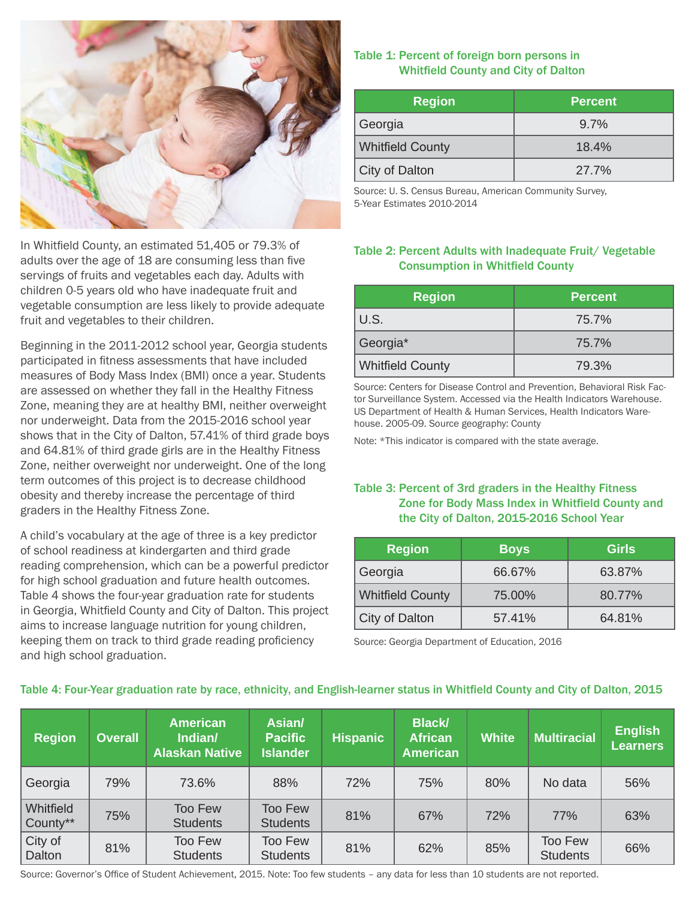In Whitfield County, an estimated 51,405 or 79.3% of adults over the age of 18 are consuming less than five servings of fruits and vegetables each day. Adults with children 0-5 years old who have inadequate fruit and vegetable consumption are less likely to provide adequate fruit and vegetables to their children.

Beginning in the 2011-2012 school year, Georgia students participated in fitness assessments that have included measures of Body Mass Index (BMI) once a year. Students are assessed on whether they fall in the Healthy Fitness Zone, meaning they are at healthy BMI, neither overweight nor underweight. Data from the 2015-2016 school year shows that in the City of Dalton, 57.41% of third grade boys and 64.81% of third grade girls are in the Healthy Fitness Zone, neither overweight nor underweight. One of the long term outcomes of this project is to decrease childhood obesity and thereby increase the percentage of third graders in the Healthy Fitness Zone.

A child's vocabulary at the age of three is a key predictor of school readiness at kindergarten and third grade reading comprehension, which can be a powerful predictor for high school graduation and future health outcomes. Table 4 shows the four-year graduation rate for students in Georgia, Whitfield County and City of Dalton. This project aims to increase language nutrition for young children, keeping them on track to third grade reading proficiency and high school graduation.

**Table 1: Percent of foreign born persons in Whitfield County and City of Dalton**

| Region | Percent |
|---|---|
| Georgia | 9.7% |
| Whitfield County | 18.4% |
| City of Dalton | 27.7% |

Source: U. S. Census Bureau, American Community Survey, 5-Year Estimates 2010-2014

**Table 2: Percent Adults with Inadequate Fruit/ Vegetable Consumption in Whitfield County**

| Region | Percent |
|---|---|
| U.S. | 75.7% |
| Georgia* | 75.7% |
| Whitfield County | 79.3% |

Source: Centers for Disease Control and Prevention, Behavioral Risk Factor Surveillance System. Accessed via the Health Indicators Warehouse. US Department of Health & Human Services, Health Indicators Warehouse. 2005-09. Source geography: County

Note: *This indicator is compared with the state average.

**Table 3: Percent of 3rd graders in the Healthy Fitness Zone for Body Mass Index in Whitfield County and the City of Dalton, 2015-2016 School Year**

| Region | Boys | Girls |
|---|---|---|
| Georgia | 66.67% | 63.87% |
| Whitfield County | 75.00% | 80.77% |
| City of Dalton | 57.41% | 64.81% |

Source: Georgia Department of Education, 2016

**Table 4: Four-Year graduation rate by race, ethnicity, and English-learner status in Whitfield County and City of Dalton, 2015**

| Region | Overall | American Indian/ Alaskan Native | Asian/ Pacific Islander | Hispanic | Black/ African American | White | Multiracial | English Learners |
|---|---|---|---|---|---|---|---|---|
| Georgia | 79% | 73.6% | 88% | 72% | 75% | 80% | No data | 56% |
| Whitfield County** | 75% | Too Few Students | Too Few Students | 81% | 67% | 72% | 77% | 63% |
| City of Dalton | 81% | Too Few Students | Too Few Students | 81% | 62% | 85% | Too Few Students | 66% |

Source: Governor's Office of Student Achievement, 2015. Note: Too few students – any data for less than 10 students are not reported.